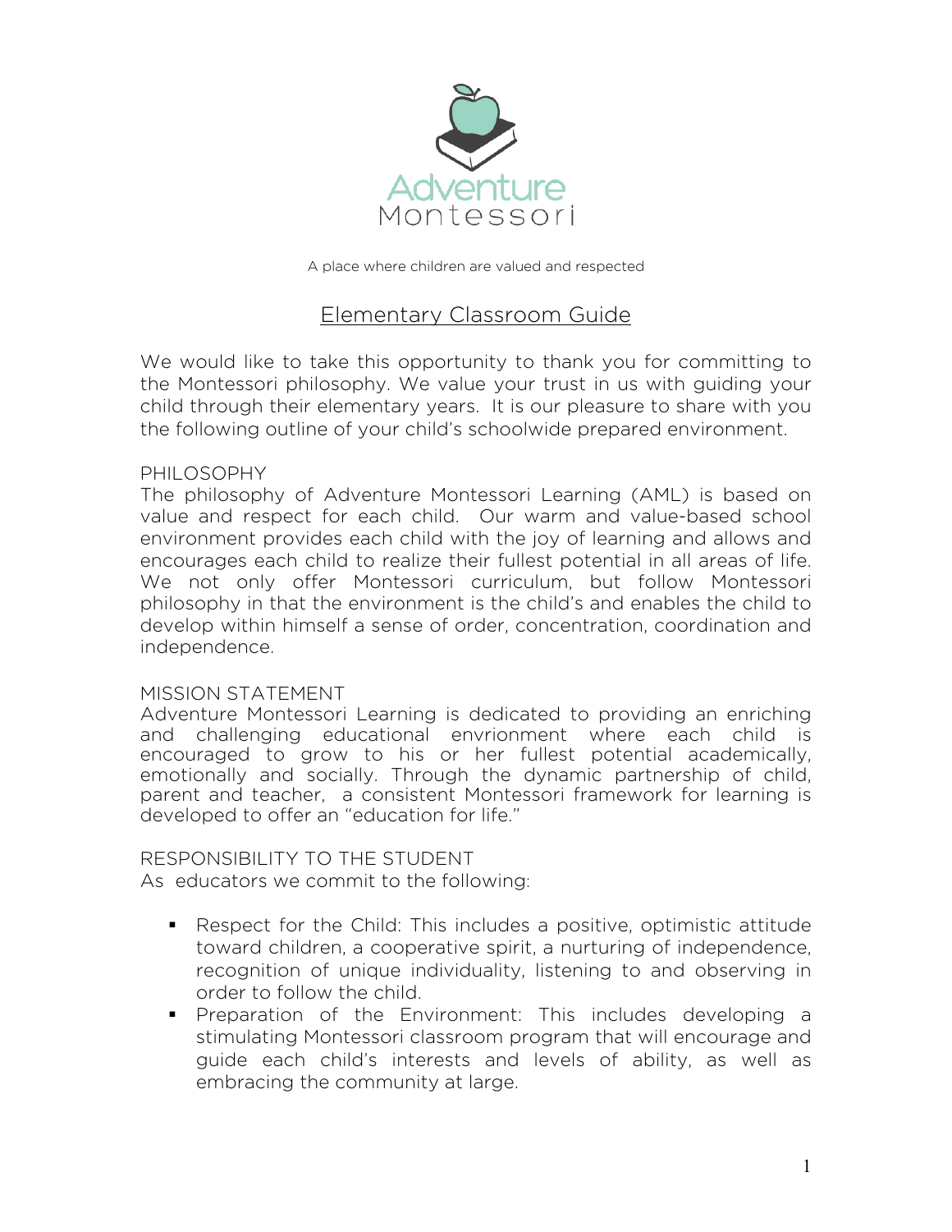Adventure Montessori

A place where children are valued and respected

# Elementary Classroom Guide

We would like to take this opportunity to thank you for committing to the Montessori philosophy. We value your trust in us with guiding your child through their elementary years. It is our pleasure to share with you the following outline of your child's schoolwide prepared environment.

## PHILOSOPHY

The philosophy of Adventure Montessori Learning (AML) is based on value and respect for each child. Our warm and value-based school environment provides each child with the joy of learning and allows and encourages each child to realize their fullest potential in all areas of life. We not only offer Montessori curriculum, but follow Montessori philosophy in that the environment is the child's and enables the child to develop within himself a sense of order, concentration, coordination and independence.

## MISSION STATEMENT

Adventure Montessori Learning is dedicated to providing an enriching and challenging educational envrionment where each child is encouraged to grow to his or her fullest potential academically, emotionally and socially. Through the dynamic partnership of child, parent and teacher, a consistent Montessori framework for learning is developed to offer an "education for life."

## RESPONSIBILITY TO THE STUDENT

As educators we commit to the following:

- Respect for the Child: This includes a positive, optimistic attitude toward children, a cooperative spirit, a nurturing of independence, recognition of unique individuality, listening to and observing in order to follow the child.
- Preparation of the Environment: This includes developing a stimulating Montessori classroom program that will encourage and guide each child's interests and levels of ability, as well as embracing the community at large.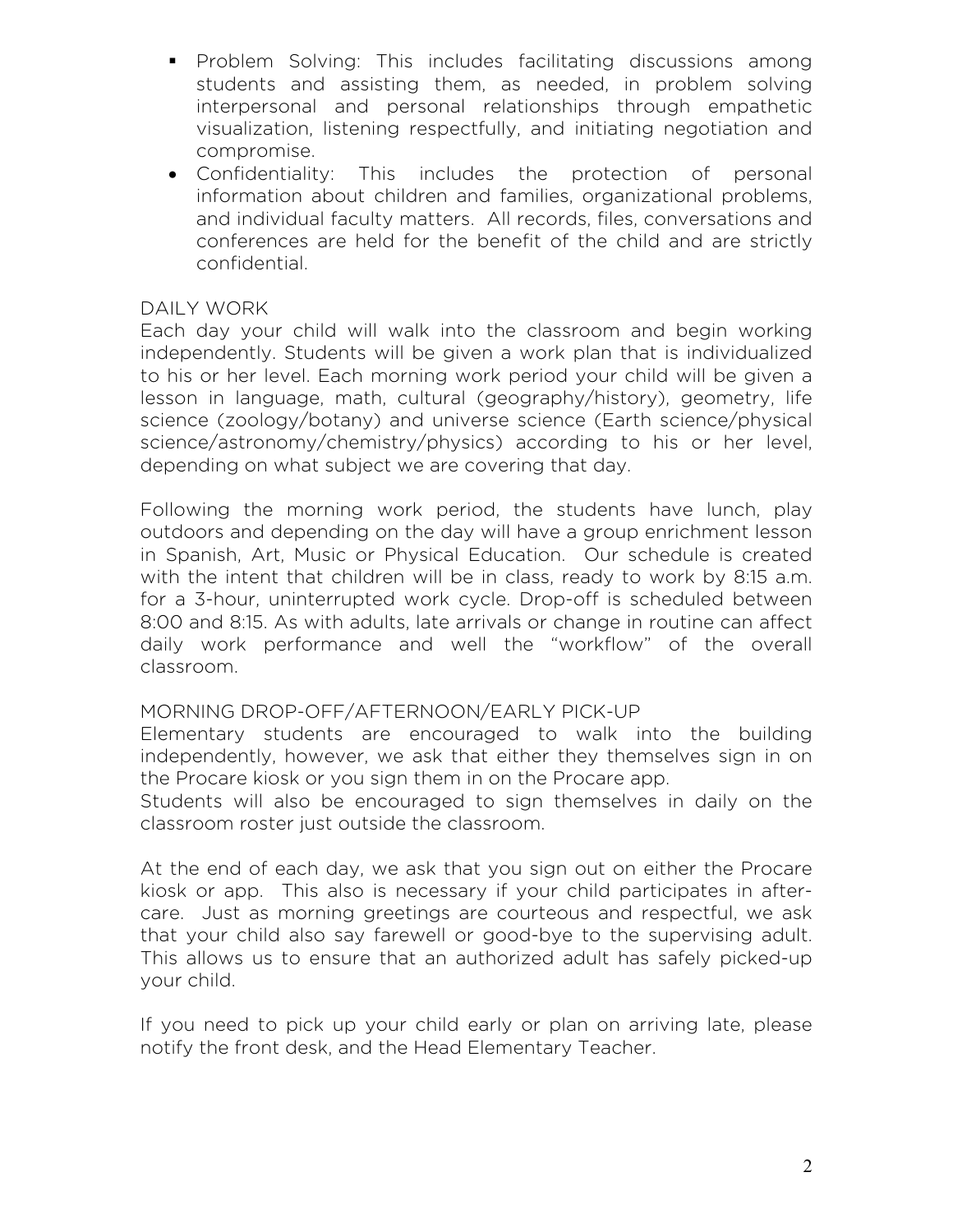- Problem Solving: This includes facilitating discussions among students and assisting them, as needed, in problem solving interpersonal and personal relationships through empathetic visualization, listening respectfully, and initiating negotiation and compromise.
- Confidentiality: This includes the protection of personal information about children and families, organizational problems, and individual faculty matters. All records, files, conversations and conferences are held for the benefit of the child and are strictly confidential.

## DAILY WORK

Each day your child will walk into the classroom and begin working independently. Students will be given a work plan that is individualized to his or her level. Each morning work period your child will be given a lesson in language, math, cultural (geography/history), geometry, life science (zoology/botany) and universe science (Earth science/physical science/astronomy/chemistry/physics) according to his or her level, depending on what subject we are covering that day.

Following the morning work period, the students have lunch, play outdoors and depending on the day will have a group enrichment lesson in Spanish, Art, Music or Physical Education. Our schedule is created with the intent that children will be in class, ready to work by 8:15 a.m. for a 3-hour, uninterrupted work cycle. Drop-off is scheduled between 8:00 and 8:15. As with adults, late arrivals or change in routine can affect daily work performance and well the "workflow" of the overall classroom.

## MORNING DROP-OFF/AFTERNOON/EARLY PICK-UP

Elementary students are encouraged to walk into the building independently, however, we ask that either they themselves sign in on the Procare kiosk or you sign them in on the Procare app.
Students will also be encouraged to sign themselves in daily on the classroom roster just outside the classroom.

At the end of each day, we ask that you sign out on either the Procare kiosk or app. This also is necessary if your child participates in after-care. Just as morning greetings are courteous and respectful, we ask that your child also say farewell or good-bye to the supervising adult. This allows us to ensure that an authorized adult has safely picked-up your child.

If you need to pick up your child early or plan on arriving late, please notify the front desk, and the Head Elementary Teacher.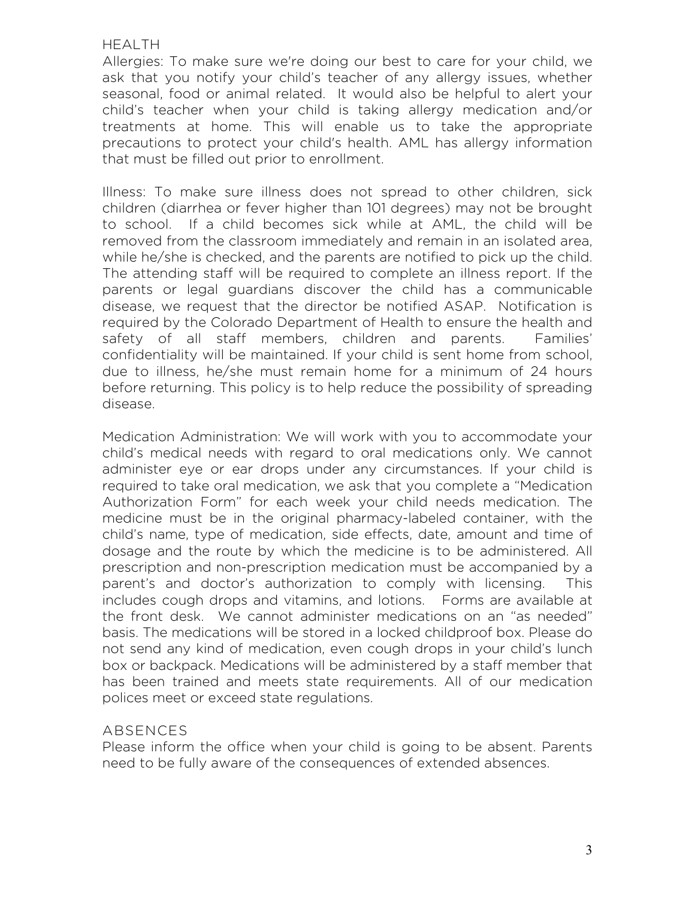## HEALTH

Allergies: To make sure we're doing our best to care for your child, we ask that you notify your child's teacher of any allergy issues, whether seasonal, food or animal related. It would also be helpful to alert your child's teacher when your child is taking allergy medication and/or treatments at home. This will enable us to take the appropriate precautions to protect your child's health. AML has allergy information that must be filled out prior to enrollment.

Illness: To make sure illness does not spread to other children, sick children (diarrhea or fever higher than 101 degrees) may not be brought to school. If a child becomes sick while at AML, the child will be removed from the classroom immediately and remain in an isolated area, while he/she is checked, and the parents are notified to pick up the child. The attending staff will be required to complete an illness report. If the parents or legal guardians discover the child has a communicable disease, we request that the director be notified ASAP. Notification is required by the Colorado Department of Health to ensure the health and safety of all staff members, children and parents. Families' confidentiality will be maintained. If your child is sent home from school, due to illness, he/she must remain home for a minimum of 24 hours before returning. This policy is to help reduce the possibility of spreading disease.

Medication Administration: We will work with you to accommodate your child's medical needs with regard to oral medications only. We cannot administer eye or ear drops under any circumstances. If your child is required to take oral medication, we ask that you complete a "Medication Authorization Form" for each week your child needs medication. The medicine must be in the original pharmacy-labeled container, with the child's name, type of medication, side effects, date, amount and time of dosage and the route by which the medicine is to be administered. All prescription and non-prescription medication must be accompanied by a parent's and doctor's authorization to comply with licensing. This includes cough drops and vitamins, and lotions. Forms are available at the front desk. We cannot administer medications on an "as needed" basis. The medications will be stored in a locked childproof box. Please do not send any kind of medication, even cough drops in your child's lunch box or backpack. Medications will be administered by a staff member that has been trained and meets state requirements. All of our medication polices meet or exceed state regulations.

## ABSENCES

Please inform the office when your child is going to be absent. Parents need to be fully aware of the consequences of extended absences.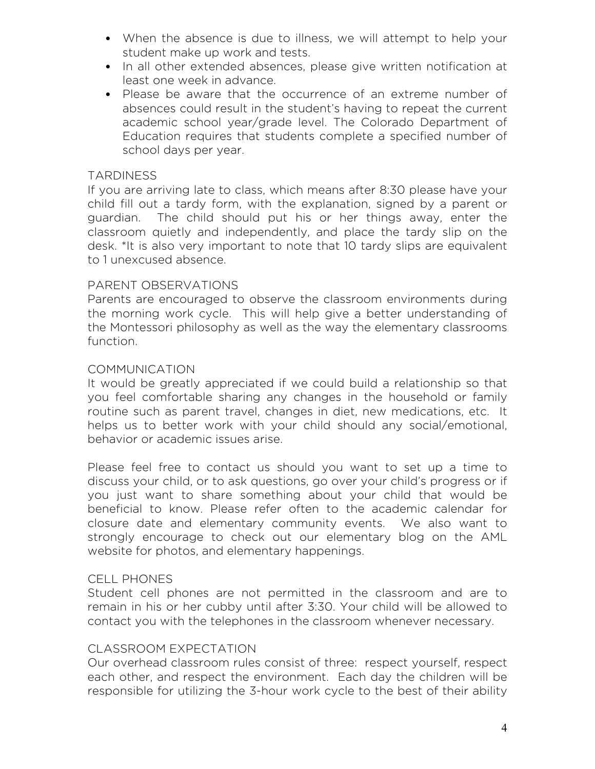- When the absence is due to illness, we will attempt to help your student make up work and tests.
- In all other extended absences, please give written notification at least one week in advance.
- Please be aware that the occurrence of an extreme number of absences could result in the student's having to repeat the current academic school year/grade level. The Colorado Department of Education requires that students complete a specified number of school days per year.

## TARDINESS

If you are arriving late to class, which means after 8:30 please have your child fill out a tardy form, with the explanation, signed by a parent or guardian. The child should put his or her things away, enter the classroom quietly and independently, and place the tardy slip on the desk. *It is also very important to note that 10 tardy slips are equivalent to 1 unexcused absence.

## PARENT OBSERVATIONS

Parents are encouraged to observe the classroom environments during the morning work cycle. This will help give a better understanding of the Montessori philosophy as well as the way the elementary classrooms function.

## COMMUNICATION

It would be greatly appreciated if we could build a relationship so that you feel comfortable sharing any changes in the household or family routine such as parent travel, changes in diet, new medications, etc. It helps us to better work with your child should any social/emotional, behavior or academic issues arise.

Please feel free to contact us should you want to set up a time to discuss your child, or to ask questions, go over your child's progress or if you just want to share something about your child that would be beneficial to know. Please refer often to the academic calendar for closure date and elementary community events. We also want to strongly encourage to check out our elementary blog on the AML website for photos, and elementary happenings.

## CELL PHONES

Student cell phones are not permitted in the classroom and are to remain in his or her cubby until after 3:30. Your child will be allowed to contact you with the telephones in the classroom whenever necessary.

## CLASSROOM EXPECTATION

Our overhead classroom rules consist of three: respect yourself, respect each other, and respect the environment. Each day the children will be responsible for utilizing the 3-hour work cycle to the best of their ability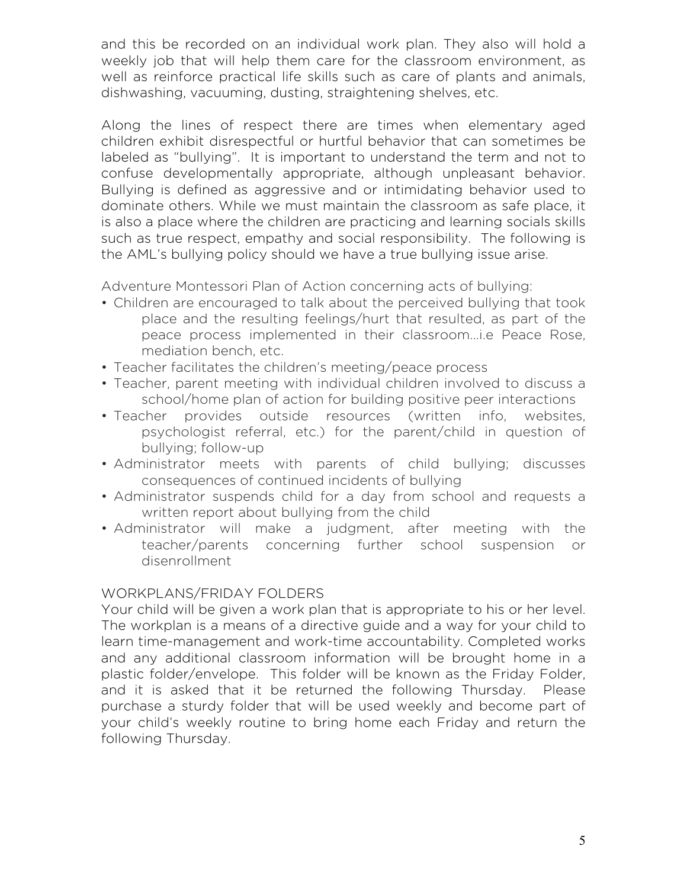and this be recorded on an individual work plan. They also will hold a weekly job that will help them care for the classroom environment, as well as reinforce practical life skills such as care of plants and animals, dishwashing, vacuuming, dusting, straightening shelves, etc.

Along the lines of respect there are times when elementary aged children exhibit disrespectful or hurtful behavior that can sometimes be labeled as "bullying". It is important to understand the term and not to confuse developmentally appropriate, although unpleasant behavior. Bullying is defined as aggressive and or intimidating behavior used to dominate others. While we must maintain the classroom as safe place, it is also a place where the children are practicing and learning socials skills such as true respect, empathy and social responsibility. The following is the AML's bullying policy should we have a true bullying issue arise.

Adventure Montessori Plan of Action concerning acts of bullying:

- Children are encouraged to talk about the perceived bullying that took place and the resulting feelings/hurt that resulted, as part of the peace process implemented in their classroom…i.e Peace Rose, mediation bench, etc.
- Teacher facilitates the children's meeting/peace process
- Teacher, parent meeting with individual children involved to discuss a school/home plan of action for building positive peer interactions
- Teacher provides outside resources (written info, websites, psychologist referral, etc.) for the parent/child in question of bullying; follow-up
- Administrator meets with parents of child bullying; discusses consequences of continued incidents of bullying
- Administrator suspends child for a day from school and requests a written report about bullying from the child
- Administrator will make a judgment, after meeting with the teacher/parents concerning further school suspension or disenrollment

## WORKPLANS/FRIDAY FOLDERS

Your child will be given a work plan that is appropriate to his or her level. The workplan is a means of a directive guide and a way for your child to learn time-management and work-time accountability. Completed works and any additional classroom information will be brought home in a plastic folder/envelope. This folder will be known as the Friday Folder, and it is asked that it be returned the following Thursday. Please purchase a sturdy folder that will be used weekly and become part of your child's weekly routine to bring home each Friday and return the following Thursday.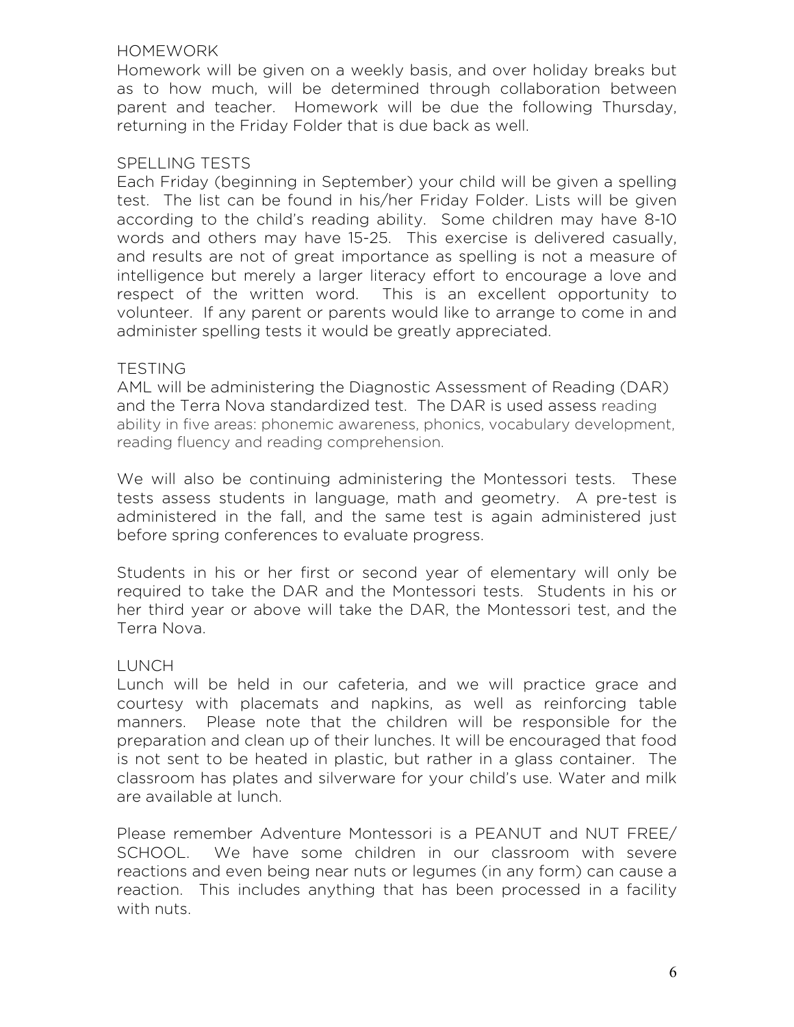## HOMEWORK

Homework will be given on a weekly basis, and over holiday breaks but as to how much, will be determined through collaboration between parent and teacher. Homework will be due the following Thursday, returning in the Friday Folder that is due back as well.

## SPELLING TESTS

Each Friday (beginning in September) your child will be given a spelling test. The list can be found in his/her Friday Folder. Lists will be given according to the child's reading ability. Some children may have 8-10 words and others may have 15-25. This exercise is delivered casually, and results are not of great importance as spelling is not a measure of intelligence but merely a larger literacy effort to encourage a love and respect of the written word. This is an excellent opportunity to volunteer. If any parent or parents would like to arrange to come in and administer spelling tests it would be greatly appreciated.

## TESTING

AML will be administering the Diagnostic Assessment of Reading (DAR) and the Terra Nova standardized test. The DAR is used assess reading ability in five areas: phonemic awareness, phonics, vocabulary development, reading fluency and reading comprehension.

We will also be continuing administering the Montessori tests. These tests assess students in language, math and geometry. A pre-test is administered in the fall, and the same test is again administered just before spring conferences to evaluate progress.

Students in his or her first or second year of elementary will only be required to take the DAR and the Montessori tests. Students in his or her third year or above will take the DAR, the Montessori test, and the Terra Nova.

## LUNCH

Lunch will be held in our cafeteria, and we will practice grace and courtesy with placemats and napkins, as well as reinforcing table manners. Please note that the children will be responsible for the preparation and clean up of their lunches. It will be encouraged that food is not sent to be heated in plastic, but rather in a glass container. The classroom has plates and silverware for your child's use. Water and milk are available at lunch.

Please remember Adventure Montessori is a PEANUT and NUT FREE/ SCHOOL. We have some children in our classroom with severe reactions and even being near nuts or legumes (in any form) can cause a reaction. This includes anything that has been processed in a facility with nuts.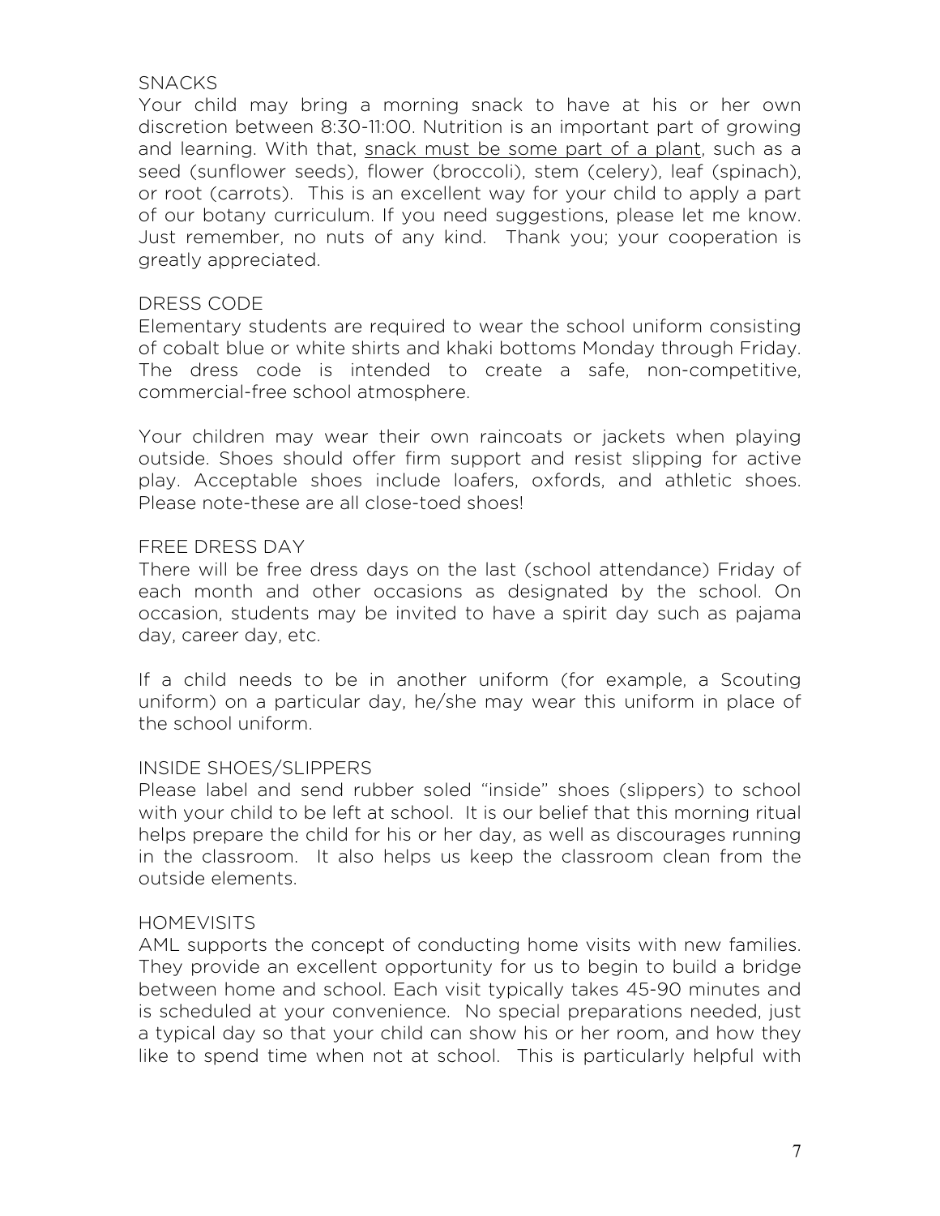## SNACKS

Your child may bring a morning snack to have at his or her own discretion between 8:30-11:00. Nutrition is an important part of growing and learning. With that, <u>snack must be some part of a plant</u>, such as a seed (sunflower seeds), flower (broccoli), stem (celery), leaf (spinach), or root (carrots). This is an excellent way for your child to apply a part of our botany curriculum. If you need suggestions, please let me know. Just remember, no nuts of any kind. Thank you; your cooperation is greatly appreciated.

## DRESS CODE

Elementary students are required to wear the school uniform consisting of cobalt blue or white shirts and khaki bottoms Monday through Friday. The dress code is intended to create a safe, non-competitive, commercial-free school atmosphere.

Your children may wear their own raincoats or jackets when playing outside. Shoes should offer firm support and resist slipping for active play. Acceptable shoes include loafers, oxfords, and athletic shoes. Please note-these are all close-toed shoes!

## FREE DRESS DAY

There will be free dress days on the last (school attendance) Friday of each month and other occasions as designated by the school. On occasion, students may be invited to have a spirit day such as pajama day, career day, etc.

If a child needs to be in another uniform (for example, a Scouting uniform) on a particular day, he/she may wear this uniform in place of the school uniform.

## INSIDE SHOES/SLIPPERS

Please label and send rubber soled "inside" shoes (slippers) to school with your child to be left at school. It is our belief that this morning ritual helps prepare the child for his or her day, as well as discourages running in the classroom. It also helps us keep the classroom clean from the outside elements.

## HOMEVISITS

AML supports the concept of conducting home visits with new families. They provide an excellent opportunity for us to begin to build a bridge between home and school. Each visit typically takes 45-90 minutes and is scheduled at your convenience. No special preparations needed, just a typical day so that your child can show his or her room, and how they like to spend time when not at school. This is particularly helpful with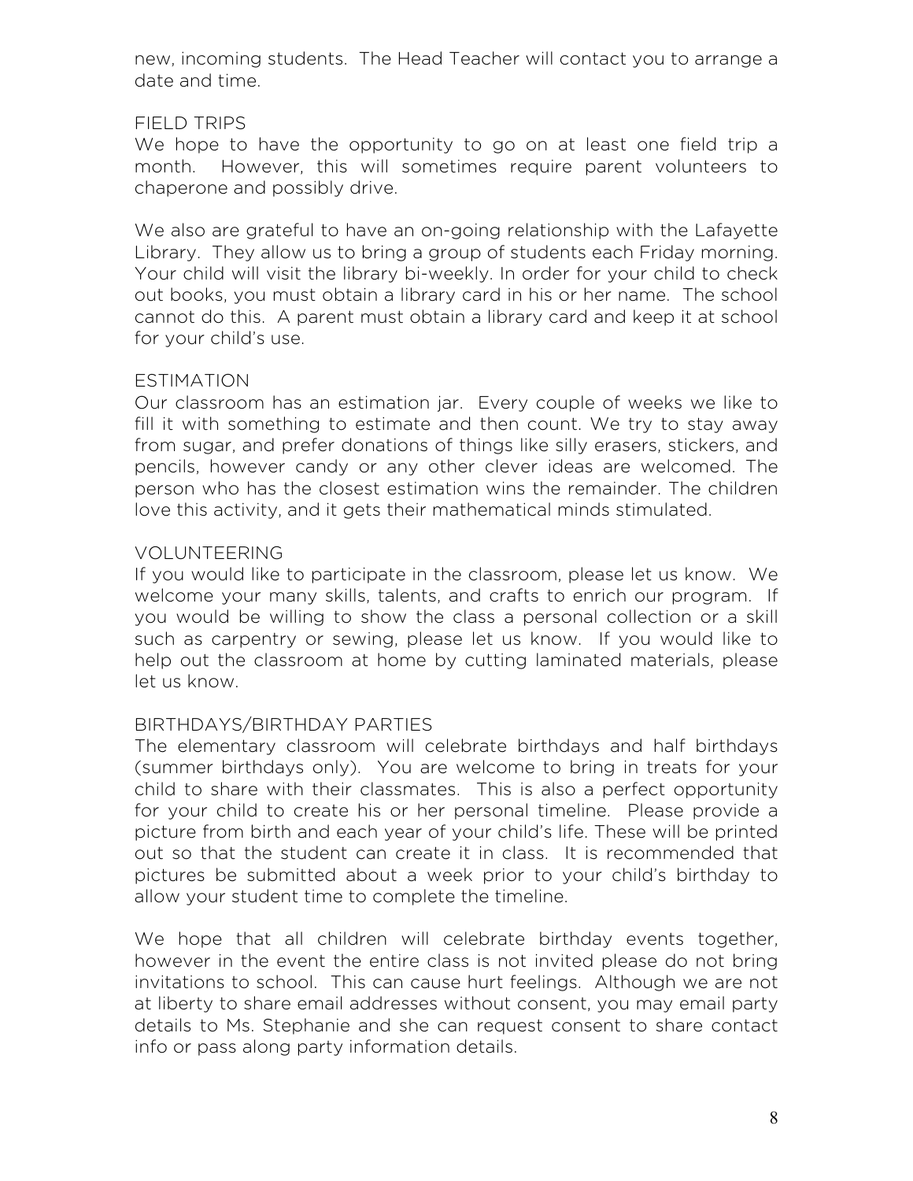new, incoming students. The Head Teacher will contact you to arrange a date and time.

## FIELD TRIPS

We hope to have the opportunity to go on at least one field trip a month. However, this will sometimes require parent volunteers to chaperone and possibly drive.

We also are grateful to have an on-going relationship with the Lafayette Library. They allow us to bring a group of students each Friday morning. Your child will visit the library bi-weekly. In order for your child to check out books, you must obtain a library card in his or her name. The school cannot do this. A parent must obtain a library card and keep it at school for your child's use.

## ESTIMATION

Our classroom has an estimation jar. Every couple of weeks we like to fill it with something to estimate and then count. We try to stay away from sugar, and prefer donations of things like silly erasers, stickers, and pencils, however candy or any other clever ideas are welcomed. The person who has the closest estimation wins the remainder. The children love this activity, and it gets their mathematical minds stimulated.

## VOLUNTEERING

If you would like to participate in the classroom, please let us know. We welcome your many skills, talents, and crafts to enrich our program. If you would be willing to show the class a personal collection or a skill such as carpentry or sewing, please let us know. If you would like to help out the classroom at home by cutting laminated materials, please let us know.

## BIRTHDAYS/BIRTHDAY PARTIES

The elementary classroom will celebrate birthdays and half birthdays (summer birthdays only). You are welcome to bring in treats for your child to share with their classmates. This is also a perfect opportunity for your child to create his or her personal timeline. Please provide a picture from birth and each year of your child's life. These will be printed out so that the student can create it in class. It is recommended that pictures be submitted about a week prior to your child's birthday to allow your student time to complete the timeline.

We hope that all children will celebrate birthday events together, however in the event the entire class is not invited please do not bring invitations to school. This can cause hurt feelings. Although we are not at liberty to share email addresses without consent, you may email party details to Ms. Stephanie and she can request consent to share contact info or pass along party information details.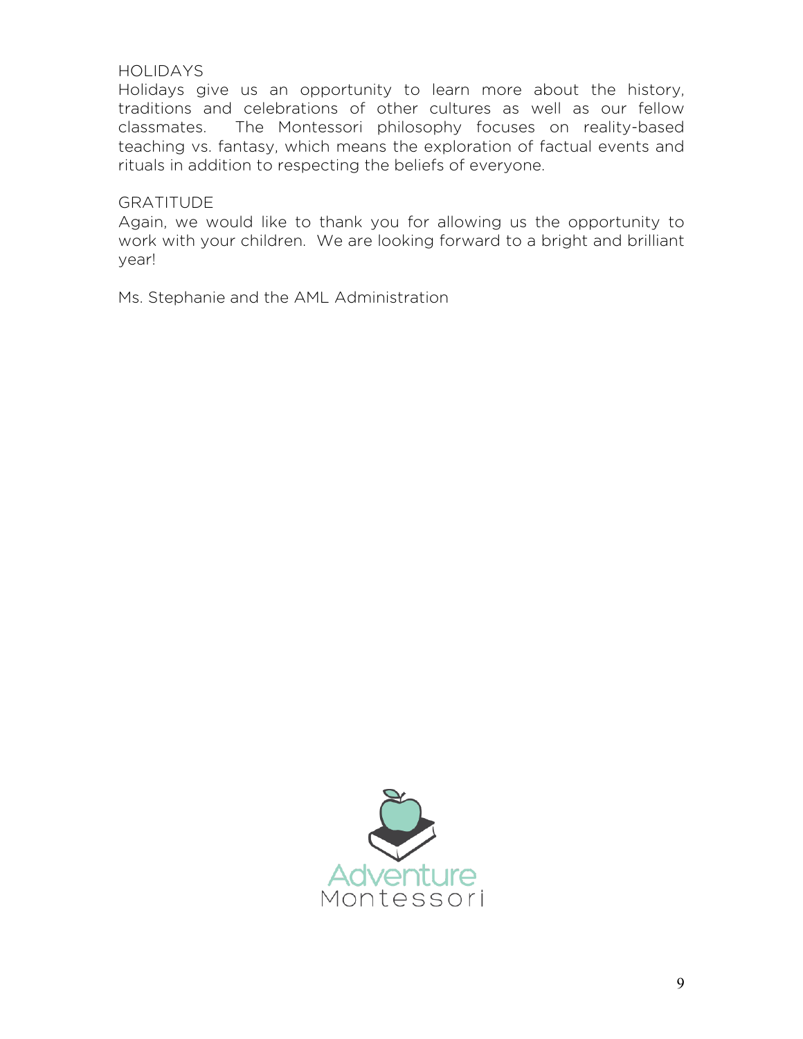## HOLIDAYS

Holidays give us an opportunity to learn more about the history, traditions and celebrations of other cultures as well as our fellow classmates. The Montessori philosophy focuses on reality-based teaching vs. fantasy, which means the exploration of factual events and rituals in addition to respecting the beliefs of everyone.

## GRATITUDE

Again, we would like to thank you for allowing us the opportunity to work with your children. We are looking forward to a bright and brilliant year!

Ms. Stephanie and the AML Administration

Adventure Montessori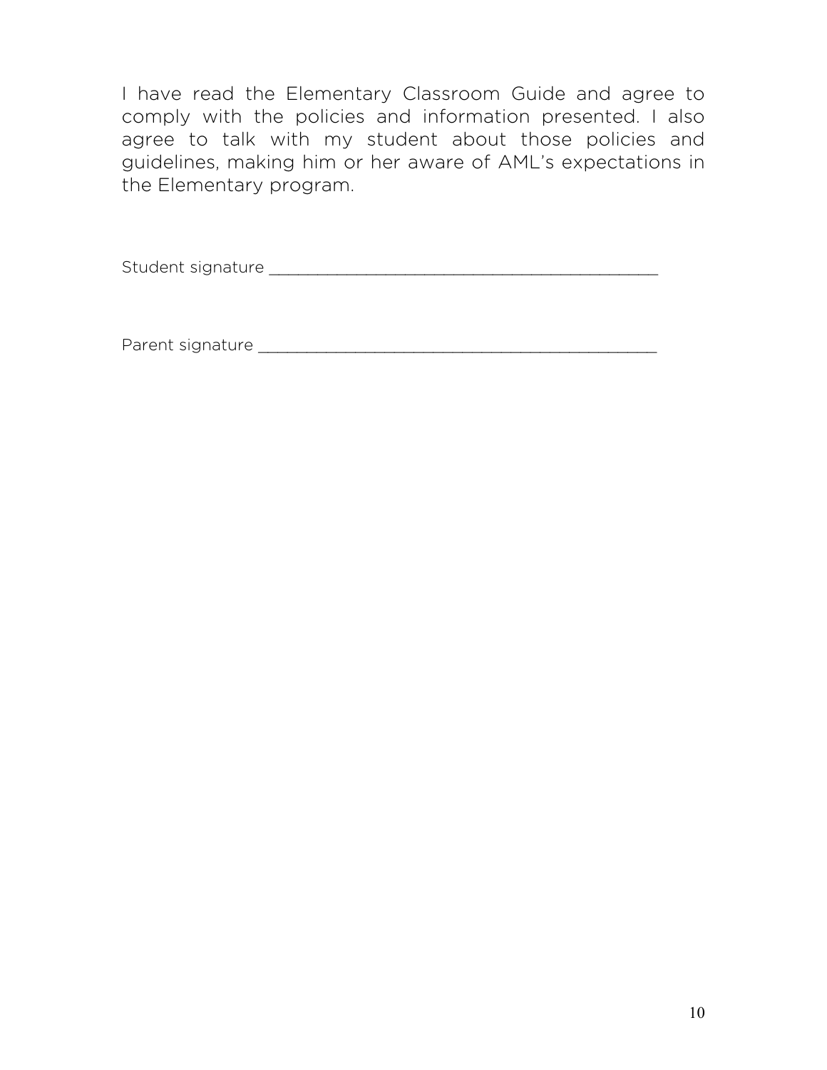I have read the Elementary Classroom Guide and agree to comply with the policies and information presented. I also agree to talk with my student about those policies and guidelines, making him or her aware of AML's expectations in the Elementary program.

Student signature ___________________________________________

Parent signature ____________________________________________